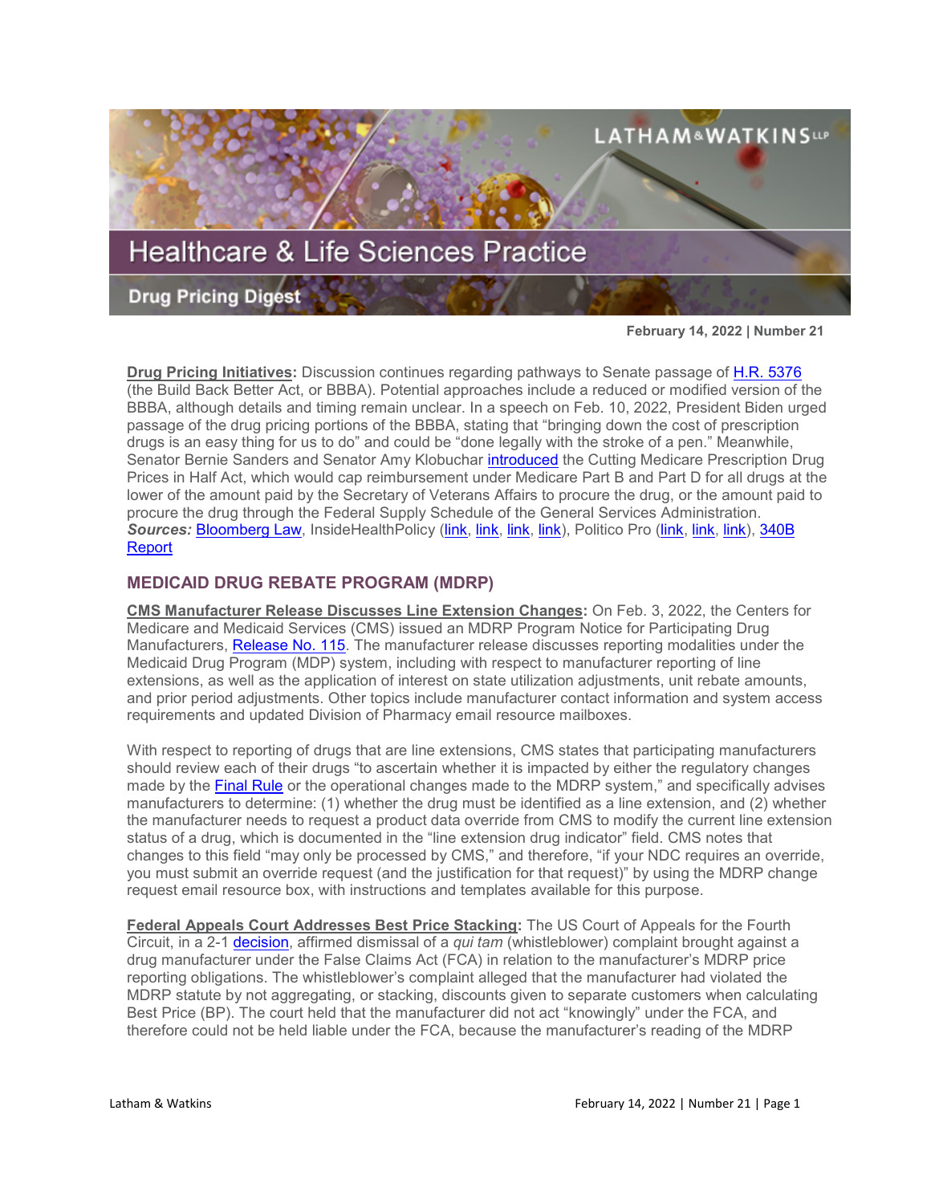# Healthcare & Life Sciences Practice

## Drug Pricing Digest

February 14, 2022 | Number 21

**Drug Pricing Initiatives:** Discussion continues regarding pathways to Senate passage of H.R. 5376 (the Build Back Better Act, or BBBA). Potential approaches include a reduced or modified version of the BBBA, although details and timing remain unclear. In a speech on Feb. 10, 2022, President Biden urged passage of the drug pricing portions of the BBBA, stating that "bringing down the cost of prescription drugs is an easy thing for us to do" and could be "done legally with the stroke of a pen." Meanwhile, Senator Bernie Sanders and Senator Amy Klobuchar introduced the Cutting Medicare Prescription Drug Prices in Half Act, which would cap reimbursement under Medicare Part B and Part D for all drugs at the lower of the amount paid by the Secretary of Veterans Affairs to procure the drug, or the amount paid to procure the drug through the Federal Supply Schedule of the General Services Administration. ***Sources:*** Bloomberg Law, InsideHealthPolicy (link, link, link, link), Politico Pro (link, link, link), 340B Report

## MEDICAID DRUG REBATE PROGRAM (MDRP)

**CMS Manufacturer Release Discusses Line Extension Changes:** On Feb. 3, 2022, the Centers for Medicare and Medicaid Services (CMS) issued an MDRP Program Notice for Participating Drug Manufacturers, Release No. 115. The manufacturer release discusses reporting modalities under the Medicaid Drug Program (MDP) system, including with respect to manufacturer reporting of line extensions, as well as the application of interest on state utilization adjustments, unit rebate amounts, and prior period adjustments. Other topics include manufacturer contact information and system access requirements and updated Division of Pharmacy email resource mailboxes.

With respect to reporting of drugs that are line extensions, CMS states that participating manufacturers should review each of their drugs "to ascertain whether it is impacted by either the regulatory changes made by the Final Rule or the operational changes made to the MDRP system," and specifically advises manufacturers to determine: (1) whether the drug must be identified as a line extension, and (2) whether the manufacturer needs to request a product data override from CMS to modify the current line extension status of a drug, which is documented in the "line extension drug indicator" field. CMS notes that changes to this field "may only be processed by CMS," and therefore, "if your NDC requires an override, you must submit an override request (and the justification for that request)" by using the MDRP change request email resource box, with instructions and templates available for this purpose.

**Federal Appeals Court Addresses Best Price Stacking:** The US Court of Appeals for the Fourth Circuit, in a 2-1 decision, affirmed dismissal of a *qui tam* (whistleblower) complaint brought against a drug manufacturer under the False Claims Act (FCA) in relation to the manufacturer's MDRP price reporting obligations. The whistleblower's complaint alleged that the manufacturer had violated the MDRP statute by not aggregating, or stacking, discounts given to separate customers when calculating Best Price (BP). The court held that the manufacturer did not act "knowingly" under the FCA, and therefore could not be held liable under the FCA, because the manufacturer's reading of the MDRP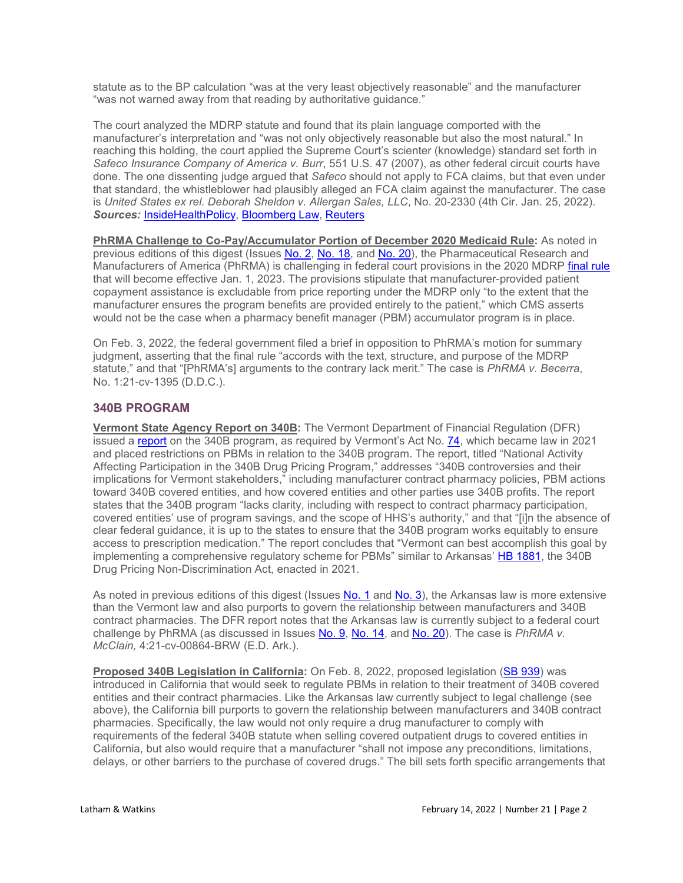statute as to the BP calculation "was at the very least objectively reasonable" and the manufacturer "was not warned away from that reading by authoritative guidance."

The court analyzed the MDRP statute and found that its plain language comported with the manufacturer's interpretation and "was not only objectively reasonable but also the most natural." In reaching this holding, the court applied the Supreme Court's scienter (knowledge) standard set forth in *Safeco Insurance Company of America v. Burr*, 551 U.S. 47 (2007), as other federal circuit courts have done. The one dissenting judge argued that *Safeco* should not apply to FCA claims, but that even under that standard, the whistleblower had plausibly alleged an FCA claim against the manufacturer. The case is *United States ex rel. Deborah Sheldon v. Allergan Sales, LLC*, No. 20-2330 (4th Cir. Jan. 25, 2022). ***Sources:*** InsideHealthPolicy, Bloomberg Law, Reuters

**PhRMA Challenge to Co-Pay/Accumulator Portion of December 2020 Medicaid Rule:** As noted in previous editions of this digest (Issues No. 2, No. 18, and No. 20), the Pharmaceutical Research and Manufacturers of America (PhRMA) is challenging in federal court provisions in the 2020 MDRP final rule that will become effective Jan. 1, 2023. The provisions stipulate that manufacturer-provided patient copayment assistance is excludable from price reporting under the MDRP only "to the extent that the manufacturer ensures the program benefits are provided entirely to the patient," which CMS asserts would not be the case when a pharmacy benefit manager (PBM) accumulator program is in place.

On Feb. 3, 2022, the federal government filed a brief in opposition to PhRMA's motion for summary judgment, asserting that the final rule "accords with the text, structure, and purpose of the MDRP statute," and that "[PhRMA's] arguments to the contrary lack merit." The case is *PhRMA v. Becerra*, No. 1:21-cv-1395 (D.D.C.).

## 340B PROGRAM

**Vermont State Agency Report on 340B:** The Vermont Department of Financial Regulation (DFR) issued a report on the 340B program, as required by Vermont's Act No. 74, which became law in 2021 and placed restrictions on PBMs in relation to the 340B program. The report, titled "National Activity Affecting Participation in the 340B Drug Pricing Program," addresses "340B controversies and their implications for Vermont stakeholders," including manufacturer contract pharmacy policies, PBM actions toward 340B covered entities, and how covered entities and other parties use 340B profits. The report states that the 340B program "lacks clarity, including with respect to contract pharmacy participation, covered entities' use of program savings, and the scope of HHS's authority," and that "[i]n the absence of clear federal guidance, it is up to the states to ensure that the 340B program works equitably to ensure access to prescription medication." The report concludes that "Vermont can best accomplish this goal by implementing a comprehensive regulatory scheme for PBMs" similar to Arkansas' HB 1881, the 340B Drug Pricing Non-Discrimination Act, enacted in 2021.

As noted in previous editions of this digest (Issues No. 1 and No. 3), the Arkansas law is more extensive than the Vermont law and also purports to govern the relationship between manufacturers and 340B contract pharmacies. The DFR report notes that the Arkansas law is currently subject to a federal court challenge by PhRMA (as discussed in Issues No. 9, No. 14, and No. 20). The case is *PhRMA v. McClain,* 4:21-cv-00864-BRW (E.D. Ark.).

**Proposed 340B Legislation in California:** On Feb. 8, 2022, proposed legislation (SB 939) was introduced in California that would seek to regulate PBMs in relation to their treatment of 340B covered entities and their contract pharmacies. Like the Arkansas law currently subject to legal challenge (see above), the California bill purports to govern the relationship between manufacturers and 340B contract pharmacies. Specifically, the law would not only require a drug manufacturer to comply with requirements of the federal 340B statute when selling covered outpatient drugs to covered entities in California, but also would require that a manufacturer "shall not impose any preconditions, limitations, delays, or other barriers to the purchase of covered drugs." The bill sets forth specific arrangements that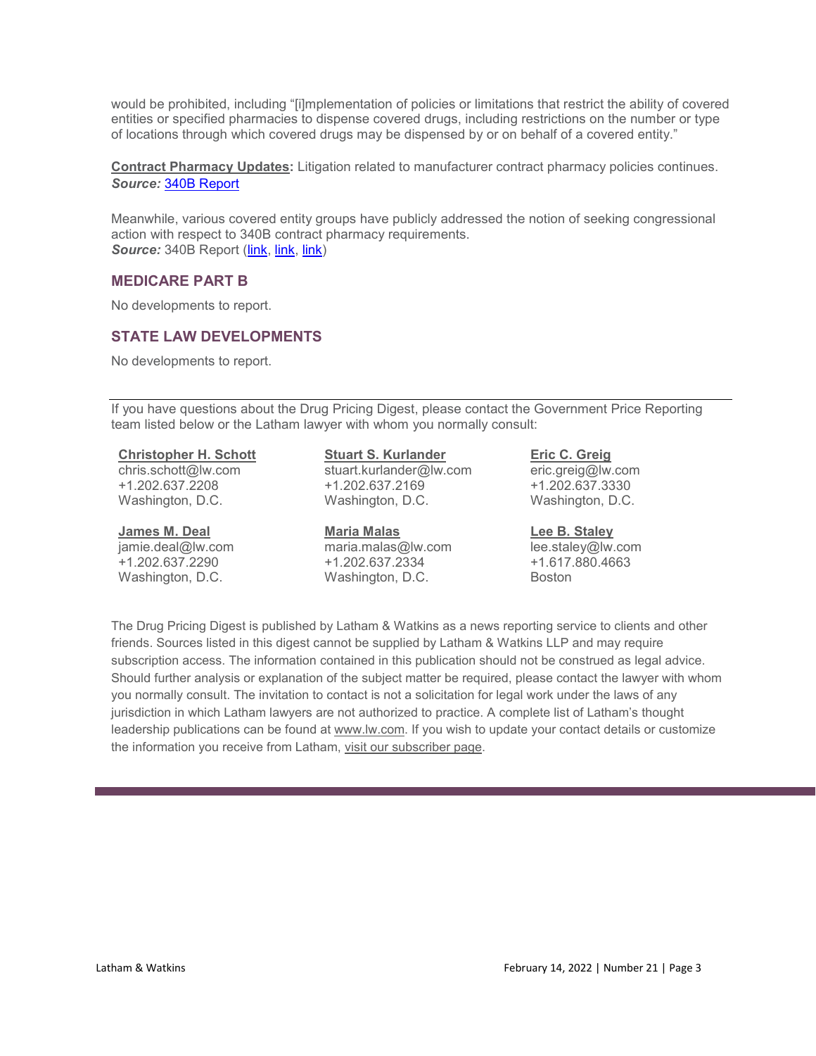would be prohibited, including "[i]mplementation of policies or limitations that restrict the ability of covered entities or specified pharmacies to dispense covered drugs, including restrictions on the number or type of locations through which covered drugs may be dispensed by or on behalf of a covered entity."

**Contract Pharmacy Updates:** Litigation related to manufacturer contract pharmacy policies continues.
***Source:*** 340B Report

Meanwhile, various covered entity groups have publicly addressed the notion of seeking congressional action with respect to 340B contract pharmacy requirements.
***Source:*** 340B Report (link, link, link)

## MEDICARE PART B

No developments to report.

## STATE LAW DEVELOPMENTS

No developments to report.

---

If you have questions about the Drug Pricing Digest, please contact the Government Price Reporting team listed below or the Latham lawyer with whom you normally consult:

**Christopher H. Schott**
chris.schott@lw.com
+1.202.637.2208
Washington, D.C.

**Stuart S. Kurlander**
stuart.kurlander@lw.com
+1.202.637.2169
Washington, D.C.

**Eric C. Greig**
eric.greig@lw.com
+1.202.637.3330
Washington, D.C.

**James M. Deal**
jamie.deal@lw.com
+1.202.637.2290
Washington, D.C.

**Maria Malas**
maria.malas@lw.com
+1.202.637.2334
Washington, D.C.

**Lee B. Staley**
lee.staley@lw.com
+1.617.880.4663
Boston

The Drug Pricing Digest is published by Latham & Watkins as a news reporting service to clients and other friends. Sources listed in this digest cannot be supplied by Latham & Watkins LLP and may require subscription access. The information contained in this publication should not be construed as legal advice. Should further analysis or explanation of the subject matter be required, please contact the lawyer with whom you normally consult. The invitation to contact is not a solicitation for legal work under the laws of any jurisdiction in which Latham lawyers are not authorized to practice. A complete list of Latham's thought leadership publications can be found at www.lw.com. If you wish to update your contact details or customize the information you receive from Latham, visit our subscriber page.